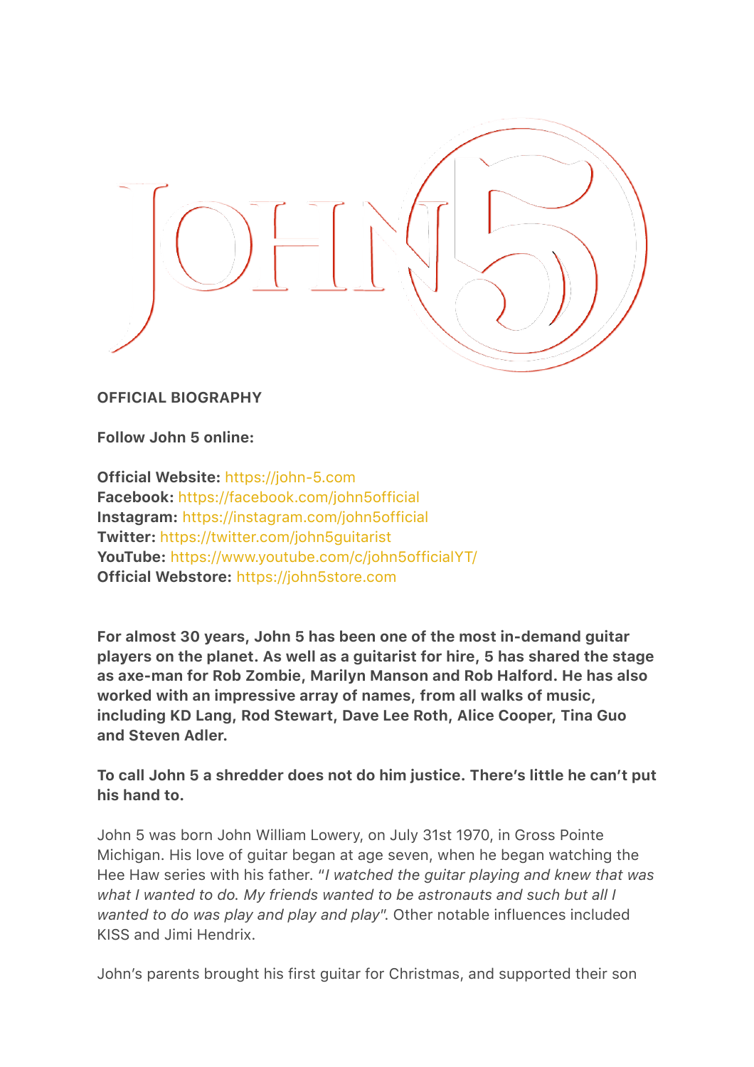# JOHN 5

**OFFICIAL BIOGRAPHY**

**Follow John 5 online:**

**Official Website:** https://john-5.com
**Facebook:** https://facebook.com/john5official
**Instagram:** https://instagram.com/john5official
**Twitter:** https://twitter.com/john5guitarist
**YouTube:** https://www.youtube.com/c/john5officialYT/
**Official Webstore:** https://john5store.com

**For almost 30 years, John 5 has been one of the most in-demand guitar players on the planet. As well as a guitarist for hire, 5 has shared the stage as axe-man for Rob Zombie, Marilyn Manson and Rob Halford. He has also worked with an impressive array of names, from all walks of music, including KD Lang, Rod Stewart, Dave Lee Roth, Alice Cooper, Tina Guo and Steven Adler.**

**To call John 5 a shredder does not do him justice. There's little he can't put his hand to.**

John 5 was born John William Lowery, on July 31st 1970, in Gross Pointe Michigan. His love of guitar began at age seven, when he began watching the Hee Haw series with his father. "*I watched the guitar playing and knew that was what I wanted to do. My friends wanted to be astronauts and such but all I wanted to do was play and play and play*". Other notable influences included KISS and Jimi Hendrix.

John's parents brought his first guitar for Christmas, and supported their son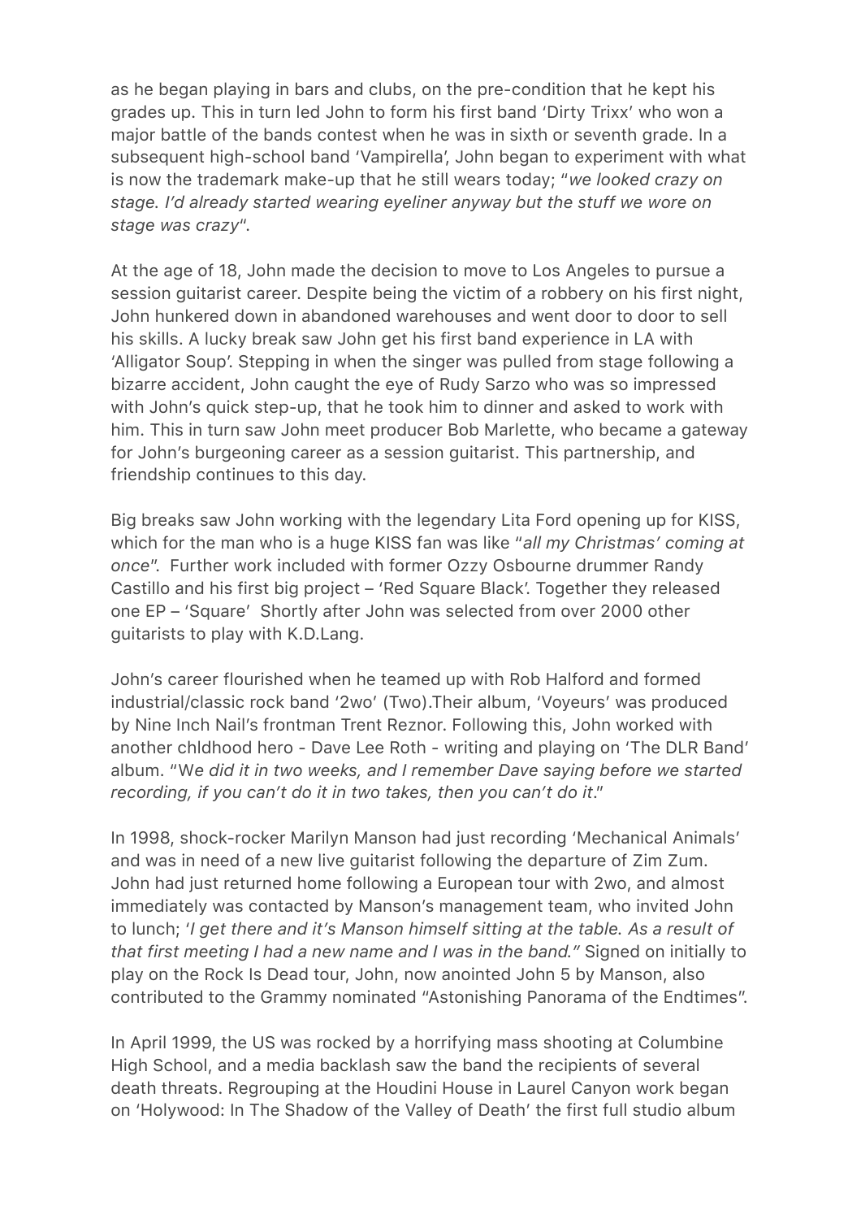as he began playing in bars and clubs, on the pre-condition that he kept his grades up. This in turn led John to form his first band 'Dirty Trixx' who won a major battle of the bands contest when he was in sixth or seventh grade. In a subsequent high-school band 'Vampirella', John began to experiment with what is now the trademark make-up that he still wears today; "*we looked crazy on stage. I'd already started wearing eyeliner anyway but the stuff we wore on stage was crazy*".

At the age of 18, John made the decision to move to Los Angeles to pursue a session guitarist career. Despite being the victim of a robbery on his first night, John hunkered down in abandoned warehouses and went door to door to sell his skills. A lucky break saw John get his first band experience in LA with 'Alligator Soup'. Stepping in when the singer was pulled from stage following a bizarre accident, John caught the eye of Rudy Sarzo who was so impressed with John's quick step-up, that he took him to dinner and asked to work with him. This in turn saw John meet producer Bob Marlette, who became a gateway for John's burgeoning career as a session guitarist. This partnership, and friendship continues to this day.

Big breaks saw John working with the legendary Lita Ford opening up for KISS, which for the man who is a huge KISS fan was like "*all my Christmas' coming at once*". Further work included with former Ozzy Osbourne drummer Randy Castillo and his first big project – 'Red Square Black'. Together they released one EP – 'Square' Shortly after John was selected from over 2000 other guitarists to play with K.D.Lang.

John's career flourished when he teamed up with Rob Halford and formed industrial/classic rock band '2wo' (Two).Their album, 'Voyeurs' was produced by Nine Inch Nail's frontman Trent Reznor. Following this, John worked with another chldhood hero - Dave Lee Roth - writing and playing on 'The DLR Band' album. "W*e did it in two weeks, and I remember Dave saying before we started recording, if you can't do it in two takes, then you can't do it*."

In 1998, shock-rocker Marilyn Manson had just recording 'Mechanical Animals' and was in need of a new live guitarist following the departure of Zim Zum. John had just returned home following a European tour with 2wo, and almost immediately was contacted by Manson's management team, who invited John to lunch; '*I get there and it's Manson himself sitting at the table. As a result of that first meeting I had a new name and I was in the band."* Signed on initially to play on the Rock Is Dead tour, John, now anointed John 5 by Manson, also contributed to the Grammy nominated "Astonishing Panorama of the Endtimes".

In April 1999, the US was rocked by a horrifying mass shooting at Columbine High School, and a media backlash saw the band the recipients of several death threats. Regrouping at the Houdini House in Laurel Canyon work began on 'Holywood: In The Shadow of the Valley of Death' the first full studio album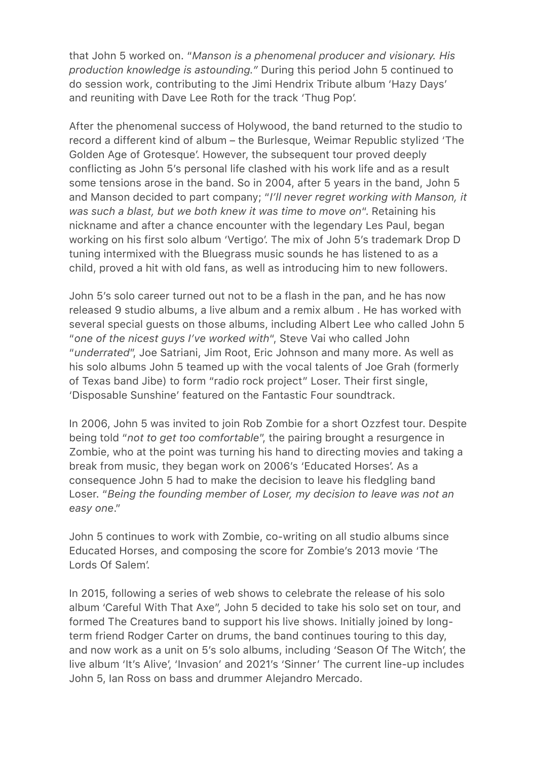that John 5 worked on. "*Manson is a phenomenal producer and visionary. His production knowledge is astounding.*" During this period John 5 continued to do session work, contributing to the Jimi Hendrix Tribute album 'Hazy Days' and reuniting with Dave Lee Roth for the track 'Thug Pop'.

After the phenomenal success of Holywood, the band returned to the studio to record a different kind of album – the Burlesque, Weimar Republic stylized 'The Golden Age of Grotesque'. However, the subsequent tour proved deeply conflicting as John 5's personal life clashed with his work life and as a result some tensions arose in the band. So in 2004, after 5 years in the band, John 5 and Manson decided to part company; "*I'll never regret working with Manson, it was such a blast, but we both knew it was time to move on*". Retaining his nickname and after a chance encounter with the legendary Les Paul, began working on his first solo album 'Vertigo'. The mix of John 5's trademark Drop D tuning intermixed with the Bluegrass music sounds he has listened to as a child, proved a hit with old fans, as well as introducing him to new followers.

John 5's solo career turned out not to be a flash in the pan, and he has now released 9 studio albums, a live album and a remix album . He has worked with several special guests on those albums, including Albert Lee who called John 5 "*one of the nicest guys I've worked with*", Steve Vai who called John "*underrated*", Joe Satriani, Jim Root, Eric Johnson and many more. As well as his solo albums John 5 teamed up with the vocal talents of Joe Grah (formerly of Texas band Jibe) to form "radio rock project" Loser. Their first single, 'Disposable Sunshine' featured on the Fantastic Four soundtrack.

In 2006, John 5 was invited to join Rob Zombie for a short Ozzfest tour. Despite being told "*not to get too comfortable*", the pairing brought a resurgence in Zombie, who at the point was turning his hand to directing movies and taking a break from music, they began work on 2006's 'Educated Horses'. As a consequence John 5 had to make the decision to leave his fledgling band Loser. "*Being the founding member of Loser, my decision to leave was not an easy one*."

John 5 continues to work with Zombie, co-writing on all studio albums since Educated Horses, and composing the score for Zombie's 2013 movie 'The Lords Of Salem'.

In 2015, following a series of web shows to celebrate the release of his solo album 'Careful With That Axe", John 5 decided to take his solo set on tour, and formed The Creatures band to support his live shows. Initially joined by long-term friend Rodger Carter on drums, the band continues touring to this day, and now work as a unit on 5's solo albums, including 'Season Of The Witch', the live album 'It's Alive', 'Invasion' and 2021's 'Sinner' The current line-up includes John 5, Ian Ross on bass and drummer Alejandro Mercado.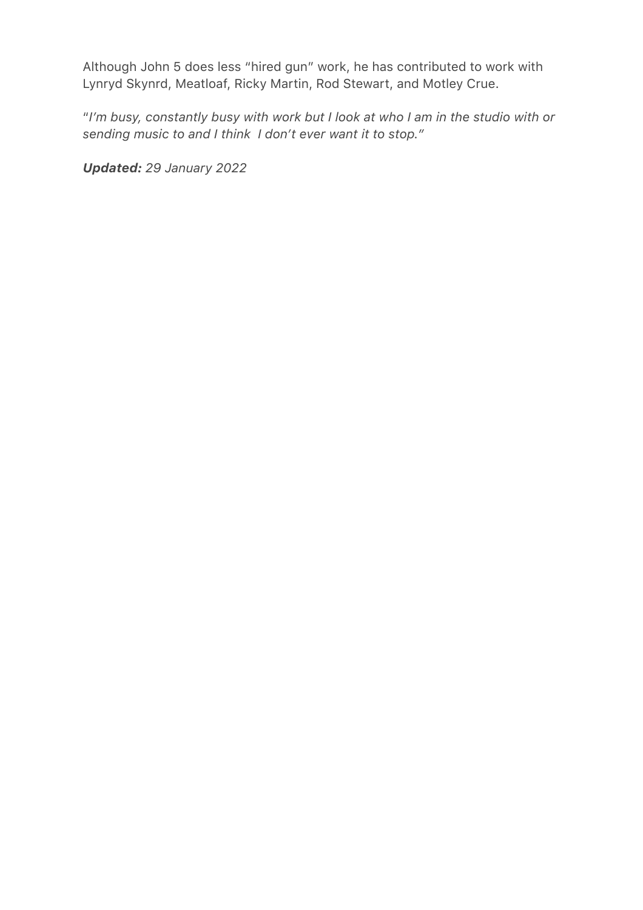Although John 5 does less “hired gun” work, he has contributed to work with Lynryd Skynrd, Meatloaf, Ricky Martin, Rod Stewart, and Motley Crue.

“*I’m busy, constantly busy with work but I look at who I am in the studio with or sending music to and I think  I don’t ever want it to stop.”*

***Updated:*** *29 January 2022*